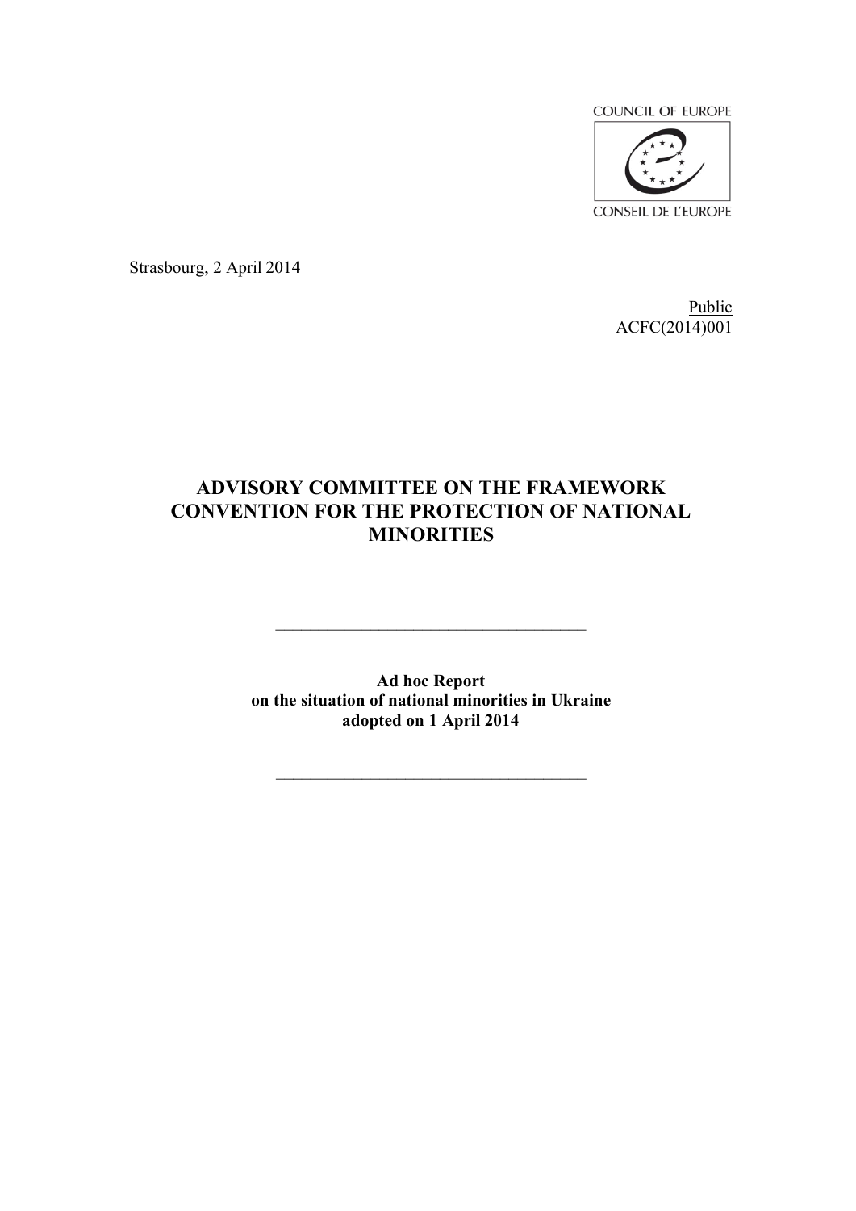COUNCIL OF EUROPE

CONSEIL DE L'EUROPE

Strasbourg, 2 April 2014

Public
ACFC(2014)001

# ADVISORY COMMITTEE ON THE FRAMEWORK CONVENTION FOR THE PROTECTION OF NATIONAL MINORITIES

---

**Ad hoc Report**
**on the situation of national minorities in Ukraine**
**adopted on 1 April 2014**

---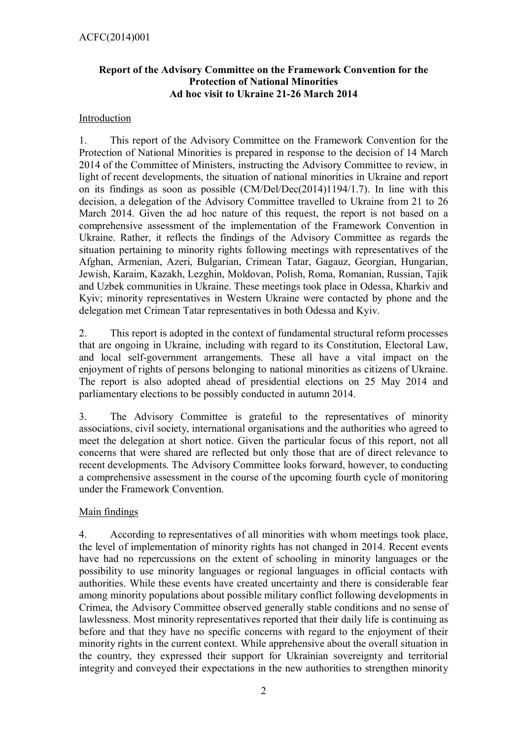ACFC(2014)001

**Report of the Advisory Committee on the Framework Convention for the Protection of National Minorities**
**Ad hoc visit to Ukraine 21-26 March 2014**

## Introduction

1. This report of the Advisory Committee on the Framework Convention for the Protection of National Minorities is prepared in response to the decision of 14 March 2014 of the Committee of Ministers, instructing the Advisory Committee to review, in light of recent developments, the situation of national minorities in Ukraine and report on its findings as soon as possible (CM/Del/Dec(2014)1194/1.7). In line with this decision, a delegation of the Advisory Committee travelled to Ukraine from 21 to 26 March 2014. Given the ad hoc nature of this request, the report is not based on a comprehensive assessment of the implementation of the Framework Convention in Ukraine. Rather, it reflects the findings of the Advisory Committee as regards the situation pertaining to minority rights following meetings with representatives of the Afghan, Armenian, Azeri, Bulgarian, Crimean Tatar, Gagauz, Georgian, Hungarian, Jewish, Karaim, Kazakh, Lezghin, Moldovan, Polish, Roma, Romanian, Russian, Tajik and Uzbek communities in Ukraine. These meetings took place in Odessa, Kharkiv and Kyiv; minority representatives in Western Ukraine were contacted by phone and the delegation met Crimean Tatar representatives in both Odessa and Kyiv.

2. This report is adopted in the context of fundamental structural reform processes that are ongoing in Ukraine, including with regard to its Constitution, Electoral Law, and local self-government arrangements. These all have a vital impact on the enjoyment of rights of persons belonging to national minorities as citizens of Ukraine. The report is also adopted ahead of presidential elections on 25 May 2014 and parliamentary elections to be possibly conducted in autumn 2014.

3. The Advisory Committee is grateful to the representatives of minority associations, civil society, international organisations and the authorities who agreed to meet the delegation at short notice. Given the particular focus of this report, not all concerns that were shared are reflected but only those that are of direct relevance to recent developments. The Advisory Committee looks forward, however, to conducting a comprehensive assessment in the course of the upcoming fourth cycle of monitoring under the Framework Convention.

## Main findings

4. According to representatives of all minorities with whom meetings took place, the level of implementation of minority rights has not changed in 2014. Recent events have had no repercussions on the extent of schooling in minority languages or the possibility to use minority languages or regional languages in official contacts with authorities. While these events have created uncertainty and there is considerable fear among minority populations about possible military conflict following developments in Crimea, the Advisory Committee observed generally stable conditions and no sense of lawlessness. Most minority representatives reported that their daily life is continuing as before and that they have no specific concerns with regard to the enjoyment of their minority rights in the current context. While apprehensive about the overall situation in the country, they expressed their support for Ukrainian sovereignty and territorial integrity and conveyed their expectations in the new authorities to strengthen minority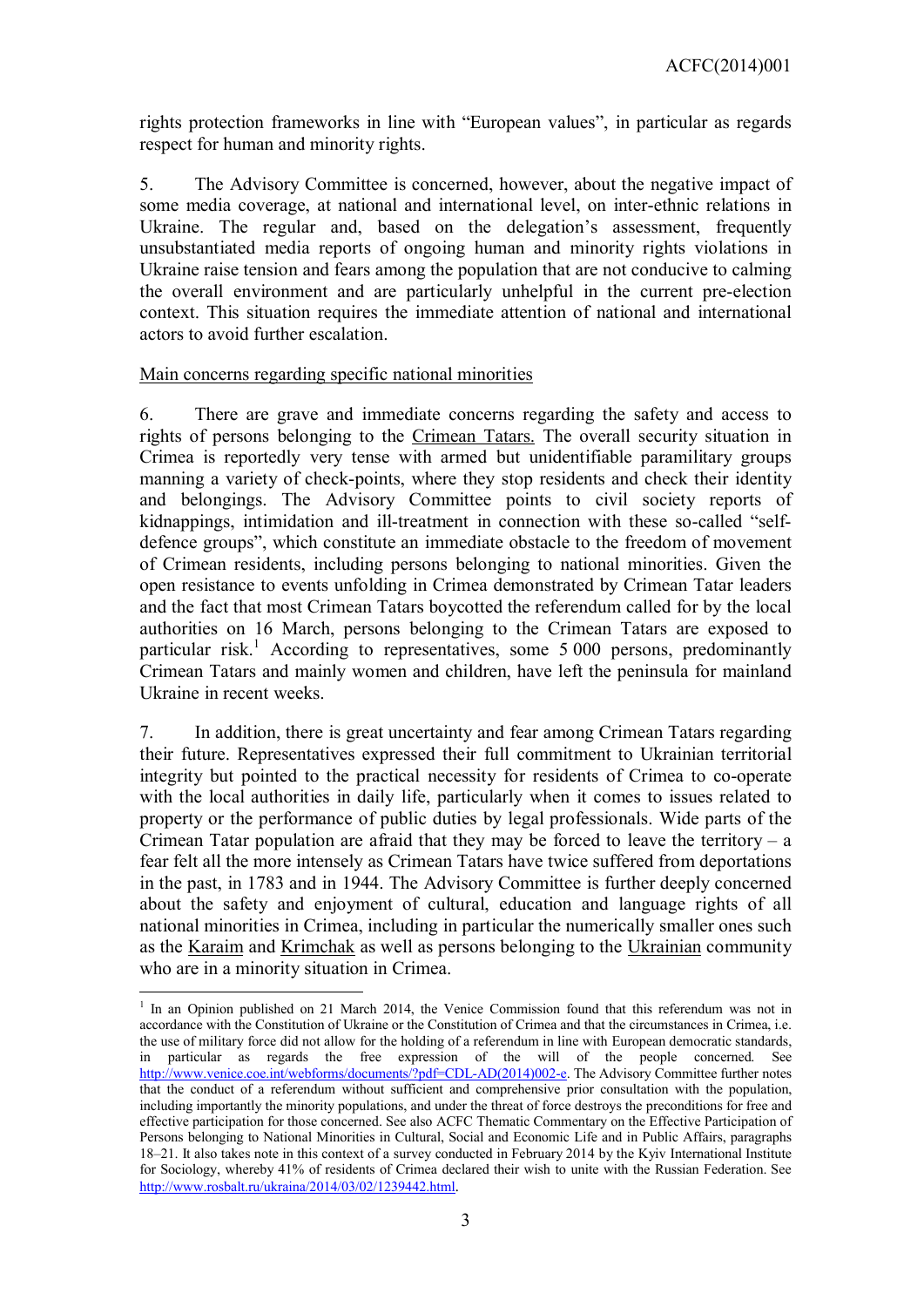rights protection frameworks in line with "European values", in particular as regards respect for human and minority rights.

5. The Advisory Committee is concerned, however, about the negative impact of some media coverage, at national and international level, on inter-ethnic relations in Ukraine. The regular and, based on the delegation's assessment, frequently unsubstantiated media reports of ongoing human and minority rights violations in Ukraine raise tension and fears among the population that are not conducive to calming the overall environment and are particularly unhelpful in the current pre-election context. This situation requires the immediate attention of national and international actors to avoid further escalation.

Main concerns regarding specific national minorities

6. There are grave and immediate concerns regarding the safety and access to rights of persons belonging to the Crimean Tatars. The overall security situation in Crimea is reportedly very tense with armed but unidentifiable paramilitary groups manning a variety of check-points, where they stop residents and check their identity and belongings. The Advisory Committee points to civil society reports of kidnappings, intimidation and ill-treatment in connection with these so-called "self-defence groups", which constitute an immediate obstacle to the freedom of movement of Crimean residents, including persons belonging to national minorities. Given the open resistance to events unfolding in Crimea demonstrated by Crimean Tatar leaders and the fact that most Crimean Tatars boycotted the referendum called for by the local authorities on 16 March, persons belonging to the Crimean Tatars are exposed to particular risk.[1] According to representatives, some 5 000 persons, predominantly Crimean Tatars and mainly women and children, have left the peninsula for mainland Ukraine in recent weeks.

7. In addition, there is great uncertainty and fear among Crimean Tatars regarding their future. Representatives expressed their full commitment to Ukrainian territorial integrity but pointed to the practical necessity for residents of Crimea to co-operate with the local authorities in daily life, particularly when it comes to issues related to property or the performance of public duties by legal professionals. Wide parts of the Crimean Tatar population are afraid that they may be forced to leave the territory – a fear felt all the more intensely as Crimean Tatars have twice suffered from deportations in the past, in 1783 and in 1944. The Advisory Committee is further deeply concerned about the safety and enjoyment of cultural, education and language rights of all national minorities in Crimea, including in particular the numerically smaller ones such as the Karaim and Krimchak as well as persons belonging to the Ukrainian community who are in a minority situation in Crimea.

---

[1] In an Opinion published on 21 March 2014, the Venice Commission found that this referendum was not in accordance with the Constitution of Ukraine or the Constitution of Crimea and that the circumstances in Crimea, i.e. the use of military force did not allow for the holding of a referendum in line with European democratic standards, in particular as regards the free expression of the will of the people concerned. See http://www.venice.coe.int/webforms/documents/?pdf=CDL-AD(2014)002-e. The Advisory Committee further notes that the conduct of a referendum without sufficient and comprehensive prior consultation with the population, including importantly the minority populations, and under the threat of force destroys the preconditions for free and effective participation for those concerned. See also ACFC Thematic Commentary on the Effective Participation of Persons belonging to National Minorities in Cultural, Social and Economic Life and in Public Affairs, paragraphs 18–21. It also takes note in this context of a survey conducted in February 2014 by the Kyiv International Institute for Sociology, whereby 41% of residents of Crimea declared their wish to unite with the Russian Federation. See http://www.rosbalt.ru/ukraina/2014/03/02/1239442.html.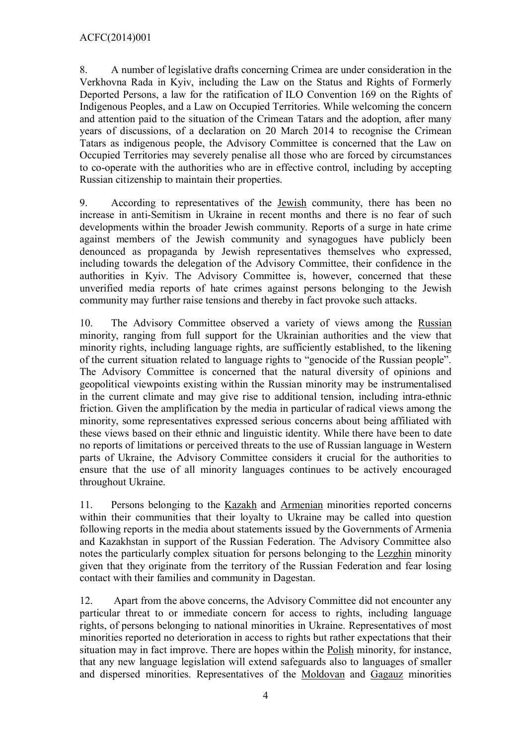8. A number of legislative drafts concerning Crimea are under consideration in the Verkhovna Rada in Kyiv, including the Law on the Status and Rights of Formerly Deported Persons, a law for the ratification of ILO Convention 169 on the Rights of Indigenous Peoples, and a Law on Occupied Territories. While welcoming the concern and attention paid to the situation of the Crimean Tatars and the adoption, after many years of discussions, of a declaration on 20 March 2014 to recognise the Crimean Tatars as indigenous people, the Advisory Committee is concerned that the Law on Occupied Territories may severely penalise all those who are forced by circumstances to co-operate with the authorities who are in effective control, including by accepting Russian citizenship to maintain their properties.

9. According to representatives of the Jewish community, there has been no increase in anti-Semitism in Ukraine in recent months and there is no fear of such developments within the broader Jewish community. Reports of a surge in hate crime against members of the Jewish community and synagogues have publicly been denounced as propaganda by Jewish representatives themselves who expressed, including towards the delegation of the Advisory Committee, their confidence in the authorities in Kyiv. The Advisory Committee is, however, concerned that these unverified media reports of hate crimes against persons belonging to the Jewish community may further raise tensions and thereby in fact provoke such attacks.

10. The Advisory Committee observed a variety of views among the Russian minority, ranging from full support for the Ukrainian authorities and the view that minority rights, including language rights, are sufficiently established, to the likening of the current situation related to language rights to "genocide of the Russian people". The Advisory Committee is concerned that the natural diversity of opinions and geopolitical viewpoints existing within the Russian minority may be instrumentalised in the current climate and may give rise to additional tension, including intra-ethnic friction. Given the amplification by the media in particular of radical views among the minority, some representatives expressed serious concerns about being affiliated with these views based on their ethnic and linguistic identity. While there have been to date no reports of limitations or perceived threats to the use of Russian language in Western parts of Ukraine, the Advisory Committee considers it crucial for the authorities to ensure that the use of all minority languages continues to be actively encouraged throughout Ukraine.

11. Persons belonging to the Kazakh and Armenian minorities reported concerns within their communities that their loyalty to Ukraine may be called into question following reports in the media about statements issued by the Governments of Armenia and Kazakhstan in support of the Russian Federation. The Advisory Committee also notes the particularly complex situation for persons belonging to the Lezghin minority given that they originate from the territory of the Russian Federation and fear losing contact with their families and community in Dagestan.

12. Apart from the above concerns, the Advisory Committee did not encounter any particular threat to or immediate concern for access to rights, including language rights, of persons belonging to national minorities in Ukraine. Representatives of most minorities reported no deterioration in access to rights but rather expectations that their situation may in fact improve. There are hopes within the Polish minority, for instance, that any new language legislation will extend safeguards also to languages of smaller and dispersed minorities. Representatives of the Moldovan and Gagauz minorities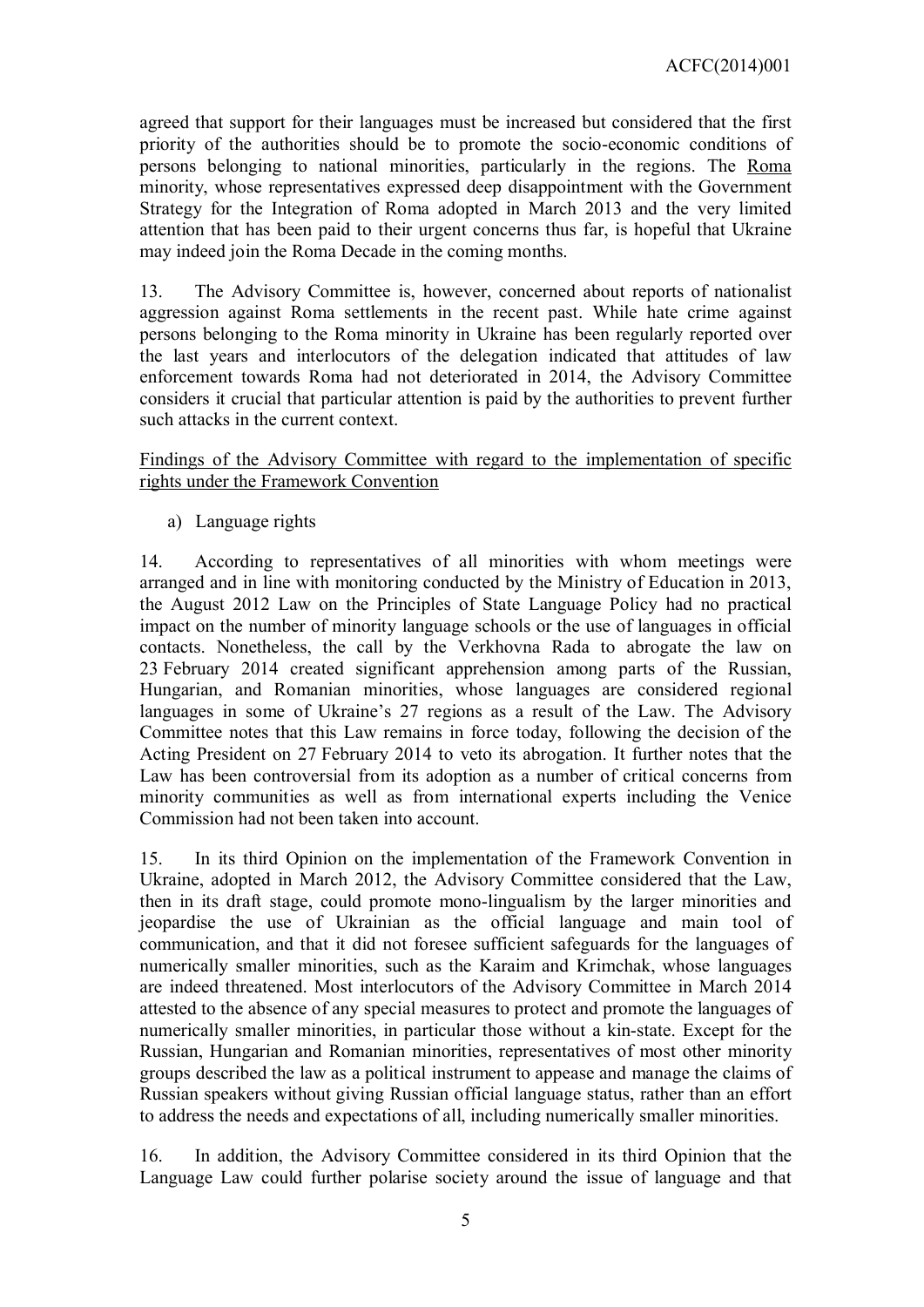agreed that support for their languages must be increased but considered that the first priority of the authorities should be to promote the socio-economic conditions of persons belonging to national minorities, particularly in the regions. The Roma minority, whose representatives expressed deep disappointment with the Government Strategy for the Integration of Roma adopted in March 2013 and the very limited attention that has been paid to their urgent concerns thus far, is hopeful that Ukraine may indeed join the Roma Decade in the coming months.

13. The Advisory Committee is, however, concerned about reports of nationalist aggression against Roma settlements in the recent past. While hate crime against persons belonging to the Roma minority in Ukraine has been regularly reported over the last years and interlocutors of the delegation indicated that attitudes of law enforcement towards Roma had not deteriorated in 2014, the Advisory Committee considers it crucial that particular attention is paid by the authorities to prevent further such attacks in the current context.

Findings of the Advisory Committee with regard to the implementation of specific rights under the Framework Convention

a) Language rights

14. According to representatives of all minorities with whom meetings were arranged and in line with monitoring conducted by the Ministry of Education in 2013, the August 2012 Law on the Principles of State Language Policy had no practical impact on the number of minority language schools or the use of languages in official contacts. Nonetheless, the call by the Verkhovna Rada to abrogate the law on 23 February 2014 created significant apprehension among parts of the Russian, Hungarian, and Romanian minorities, whose languages are considered regional languages in some of Ukraine's 27 regions as a result of the Law. The Advisory Committee notes that this Law remains in force today, following the decision of the Acting President on 27 February 2014 to veto its abrogation. It further notes that the Law has been controversial from its adoption as a number of critical concerns from minority communities as well as from international experts including the Venice Commission had not been taken into account.

15. In its third Opinion on the implementation of the Framework Convention in Ukraine, adopted in March 2012, the Advisory Committee considered that the Law, then in its draft stage, could promote mono-lingualism by the larger minorities and jeopardise the use of Ukrainian as the official language and main tool of communication, and that it did not foresee sufficient safeguards for the languages of numerically smaller minorities, such as the Karaim and Krimchak, whose languages are indeed threatened. Most interlocutors of the Advisory Committee in March 2014 attested to the absence of any special measures to protect and promote the languages of numerically smaller minorities, in particular those without a kin-state. Except for the Russian, Hungarian and Romanian minorities, representatives of most other minority groups described the law as a political instrument to appease and manage the claims of Russian speakers without giving Russian official language status, rather than an effort to address the needs and expectations of all, including numerically smaller minorities.

16. In addition, the Advisory Committee considered in its third Opinion that the Language Law could further polarise society around the issue of language and that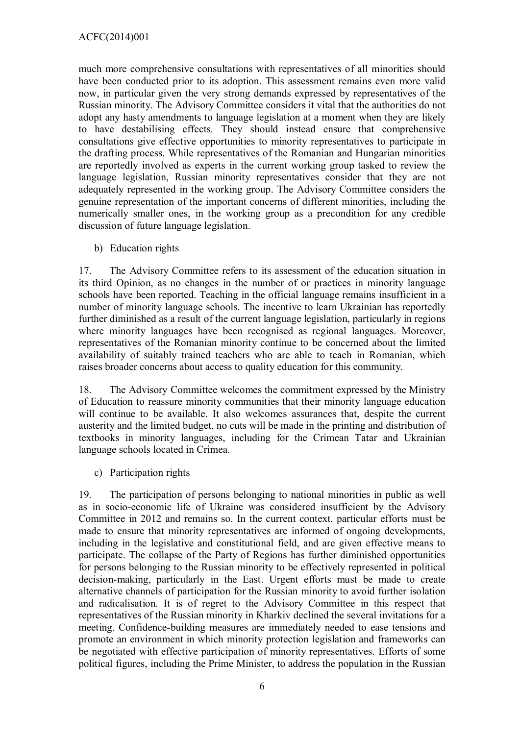much more comprehensive consultations with representatives of all minorities should have been conducted prior to its adoption. This assessment remains even more valid now, in particular given the very strong demands expressed by representatives of the Russian minority. The Advisory Committee considers it vital that the authorities do not adopt any hasty amendments to language legislation at a moment when they are likely to have destabilising effects. They should instead ensure that comprehensive consultations give effective opportunities to minority representatives to participate in the drafting process. While representatives of the Romanian and Hungarian minorities are reportedly involved as experts in the current working group tasked to review the language legislation, Russian minority representatives consider that they are not adequately represented in the working group. The Advisory Committee considers the genuine representation of the important concerns of different minorities, including the numerically smaller ones, in the working group as a precondition for any credible discussion of future language legislation.

b) Education rights

17. The Advisory Committee refers to its assessment of the education situation in its third Opinion, as no changes in the number of or practices in minority language schools have been reported. Teaching in the official language remains insufficient in a number of minority language schools. The incentive to learn Ukrainian has reportedly further diminished as a result of the current language legislation, particularly in regions where minority languages have been recognised as regional languages. Moreover, representatives of the Romanian minority continue to be concerned about the limited availability of suitably trained teachers who are able to teach in Romanian, which raises broader concerns about access to quality education for this community.

18. The Advisory Committee welcomes the commitment expressed by the Ministry of Education to reassure minority communities that their minority language education will continue to be available. It also welcomes assurances that, despite the current austerity and the limited budget, no cuts will be made in the printing and distribution of textbooks in minority languages, including for the Crimean Tatar and Ukrainian language schools located in Crimea.

c) Participation rights

19. The participation of persons belonging to national minorities in public as well as in socio-economic life of Ukraine was considered insufficient by the Advisory Committee in 2012 and remains so. In the current context, particular efforts must be made to ensure that minority representatives are informed of ongoing developments, including in the legislative and constitutional field, and are given effective means to participate. The collapse of the Party of Regions has further diminished opportunities for persons belonging to the Russian minority to be effectively represented in political decision-making, particularly in the East. Urgent efforts must be made to create alternative channels of participation for the Russian minority to avoid further isolation and radicalisation. It is of regret to the Advisory Committee in this respect that representatives of the Russian minority in Kharkiv declined the several invitations for a meeting. Confidence-building measures are immediately needed to ease tensions and promote an environment in which minority protection legislation and frameworks can be negotiated with effective participation of minority representatives. Efforts of some political figures, including the Prime Minister, to address the population in the Russian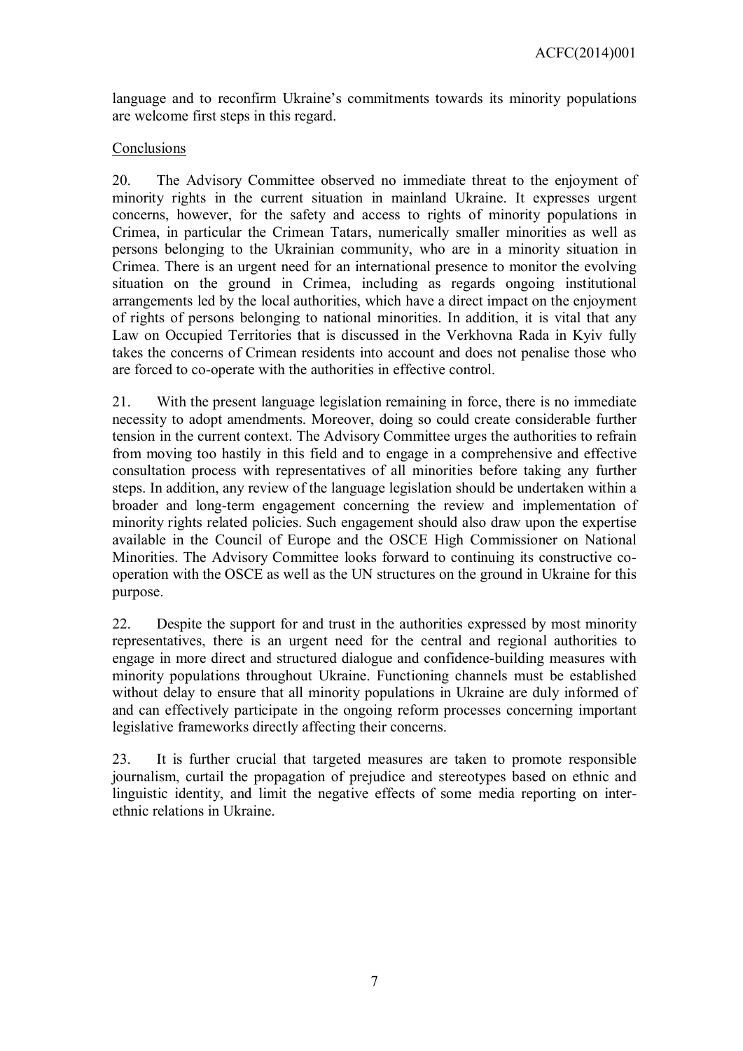language and to reconfirm Ukraine's commitments towards its minority populations are welcome first steps in this regard.

Conclusions

20. The Advisory Committee observed no immediate threat to the enjoyment of minority rights in the current situation in mainland Ukraine. It expresses urgent concerns, however, for the safety and access to rights of minority populations in Crimea, in particular the Crimean Tatars, numerically smaller minorities as well as persons belonging to the Ukrainian community, who are in a minority situation in Crimea. There is an urgent need for an international presence to monitor the evolving situation on the ground in Crimea, including as regards ongoing institutional arrangements led by the local authorities, which have a direct impact on the enjoyment of rights of persons belonging to national minorities. In addition, it is vital that any Law on Occupied Territories that is discussed in the Verkhovna Rada in Kyiv fully takes the concerns of Crimean residents into account and does not penalise those who are forced to co-operate with the authorities in effective control.

21. With the present language legislation remaining in force, there is no immediate necessity to adopt amendments. Moreover, doing so could create considerable further tension in the current context. The Advisory Committee urges the authorities to refrain from moving too hastily in this field and to engage in a comprehensive and effective consultation process with representatives of all minorities before taking any further steps. In addition, any review of the language legislation should be undertaken within a broader and long-term engagement concerning the review and implementation of minority rights related policies. Such engagement should also draw upon the expertise available in the Council of Europe and the OSCE High Commissioner on National Minorities. The Advisory Committee looks forward to continuing its constructive co-operation with the OSCE as well as the UN structures on the ground in Ukraine for this purpose.

22. Despite the support for and trust in the authorities expressed by most minority representatives, there is an urgent need for the central and regional authorities to engage in more direct and structured dialogue and confidence-building measures with minority populations throughout Ukraine. Functioning channels must be established without delay to ensure that all minority populations in Ukraine are duly informed of and can effectively participate in the ongoing reform processes concerning important legislative frameworks directly affecting their concerns.

23. It is further crucial that targeted measures are taken to promote responsible journalism, curtail the propagation of prejudice and stereotypes based on ethnic and linguistic identity, and limit the negative effects of some media reporting on inter-ethnic relations in Ukraine.